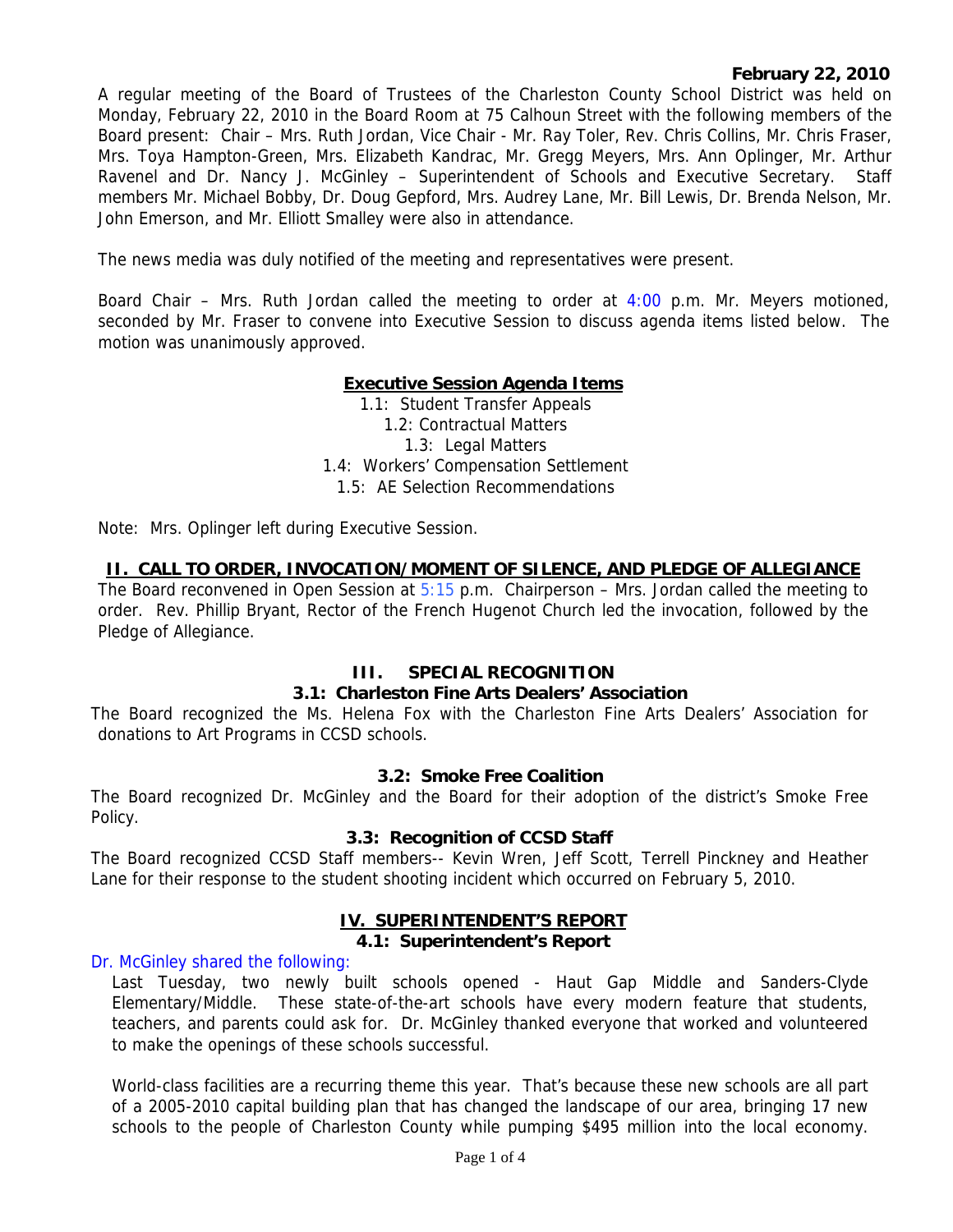**February 22, 2010**

A regular meeting of the Board of Trustees of the Charleston County School District was held on Monday, February 22, 2010 in the Board Room at 75 Calhoun Street with the following members of the Board present: Chair – Mrs. Ruth Jordan, Vice Chair - Mr. Ray Toler, Rev. Chris Collins, Mr. Chris Fraser, Mrs. Toya Hampton-Green, Mrs. Elizabeth Kandrac, Mr. Gregg Meyers, Mrs. Ann Oplinger, Mr. Arthur Ravenel and Dr. Nancy J. McGinley – Superintendent of Schools and Executive Secretary. Staff members Mr. Michael Bobby, Dr. Doug Gepford, Mrs. Audrey Lane, Mr. Bill Lewis, Dr. Brenda Nelson, Mr. John Emerson, and Mr. Elliott Smalley were also in attendance.

The news media was duly notified of the meeting and representatives were present.

Board Chair – Mrs. Ruth Jordan called the meeting to order at 4:00 p.m. Mr. Meyers motioned, seconded by Mr. Fraser to convene into Executive Session to discuss agenda items listed below. The motion was unanimously approved.

**Executive Session Agenda Items**

1.1: Student Transfer Appeals
1.2: Contractual Matters
1.3: Legal Matters
1.4: Workers' Compensation Settlement
1.5: AE Selection Recommendations

Note: Mrs. Oplinger left during Executive Session.

## II. CALL TO ORDER, INVOCATION/MOMENT OF SILENCE, AND PLEDGE OF ALLEGIANCE

The Board reconvened in Open Session at 5:15 p.m. Chairperson – Mrs. Jordan called the meeting to order. Rev. Phillip Bryant, Rector of the French Hugenot Church led the invocation, followed by the Pledge of Allegiance.

## III. SPECIAL RECOGNITION

### 3.1: Charleston Fine Arts Dealers' Association

The Board recognized the Ms. Helena Fox with the Charleston Fine Arts Dealers' Association for donations to Art Programs in CCSD schools.

### 3.2: Smoke Free Coalition

The Board recognized Dr. McGinley and the Board for their adoption of the district's Smoke Free Policy.

### 3.3: Recognition of CCSD Staff

The Board recognized CCSD Staff members-- Kevin Wren, Jeff Scott, Terrell Pinckney and Heather Lane for their response to the student shooting incident which occurred on February 5, 2010.

## IV. SUPERINTENDENT'S REPORT

### 4.1: Superintendent's Report

Dr. McGinley shared the following:

Last Tuesday, two newly built schools opened - Haut Gap Middle and Sanders-Clyde Elementary/Middle. These state-of-the-art schools have every modern feature that students, teachers, and parents could ask for. Dr. McGinley thanked everyone that worked and volunteered to make the openings of these schools successful.

World-class facilities are a recurring theme this year. That's because these new schools are all part of a 2005-2010 capital building plan that has changed the landscape of our area, bringing 17 new schools to the people of Charleston County while pumping $495 million into the local economy.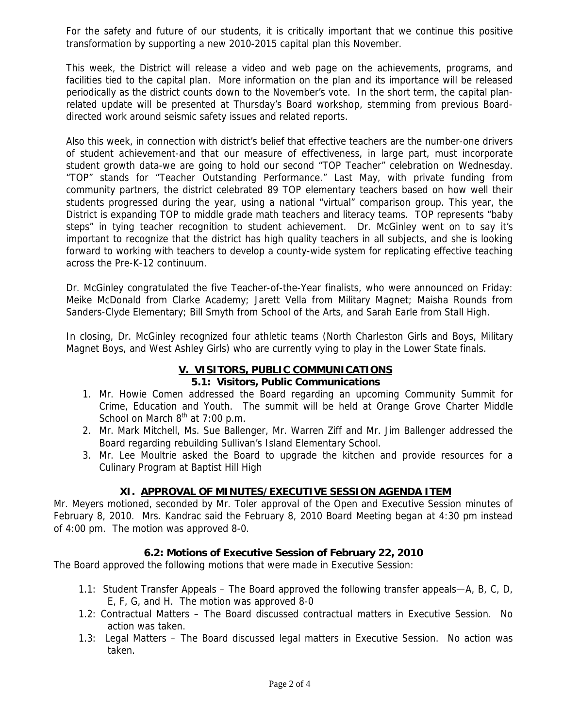For the safety and future of our students, it is critically important that we continue this positive transformation by supporting a new 2010-2015 capital plan this November.

This week, the District will release a video and web page on the achievements, programs, and facilities tied to the capital plan. More information on the plan and its importance will be released periodically as the district counts down to the November's vote. In the short term, the capital plan-related update will be presented at Thursday's Board workshop, stemming from previous Board-directed work around seismic safety issues and related reports.

Also this week, in connection with district's belief that effective teachers are the number-one drivers of student achievement-and that our measure of effectiveness, in large part, must incorporate student growth data-we are going to hold our second "TOP Teacher" celebration on Wednesday. "TOP" stands for "Teacher Outstanding Performance." Last May, with private funding from community partners, the district celebrated 89 TOP elementary teachers based on how well their students progressed during the year, using a national "virtual" comparison group. This year, the District is expanding TOP to middle grade math teachers and literacy teams. TOP represents "baby steps" in tying teacher recognition to student achievement. Dr. McGinley went on to say it's important to recognize that the district has high quality teachers in all subjects, and she is looking forward to working with teachers to develop a county-wide system for replicating effective teaching across the Pre-K-12 continuum.

Dr. McGinley congratulated the five Teacher-of-the-Year finalists, who were announced on Friday: Meike McDonald from Clarke Academy; Jarett Vella from Military Magnet; Maisha Rounds from Sanders-Clyde Elementary; Bill Smyth from School of the Arts, and Sarah Earle from Stall High.

In closing, Dr. McGinley recognized four athletic teams (North Charleston Girls and Boys, Military Magnet Boys, and West Ashley Girls) who are currently vying to play in the Lower State finals.

## V. VISITORS, PUBLIC COMMUNICATIONS

### 5.1: Visitors, Public Communications

1. Mr. Howie Comen addressed the Board regarding an upcoming Community Summit for Crime, Education and Youth. The summit will be held at Orange Grove Charter Middle School on March 8th at 7:00 p.m.
2. Mr. Mark Mitchell, Ms. Sue Ballenger, Mr. Warren Ziff and Mr. Jim Ballenger addressed the Board regarding rebuilding Sullivan's Island Elementary School.
3. Mr. Lee Moultrie asked the Board to upgrade the kitchen and provide resources for a Culinary Program at Baptist Hill High

## XI. APPROVAL OF MINUTES/EXECUTIVE SESSION AGENDA ITEM

Mr. Meyers motioned, seconded by Mr. Toler approval of the Open and Executive Session minutes of February 8, 2010. Mrs. Kandrac said the February 8, 2010 Board Meeting began at 4:30 pm instead of 4:00 pm. The motion was approved 8-0.

### 6.2: Motions of Executive Session of February 22, 2010

The Board approved the following motions that were made in Executive Session:

- 1.1: Student Transfer Appeals – The Board approved the following transfer appeals—A, B, C, D, E, F, G, and H. The motion was approved 8-0
- 1.2: Contractual Matters – The Board discussed contractual matters in Executive Session. No action was taken.
- 1.3: Legal Matters – The Board discussed legal matters in Executive Session. No action was taken.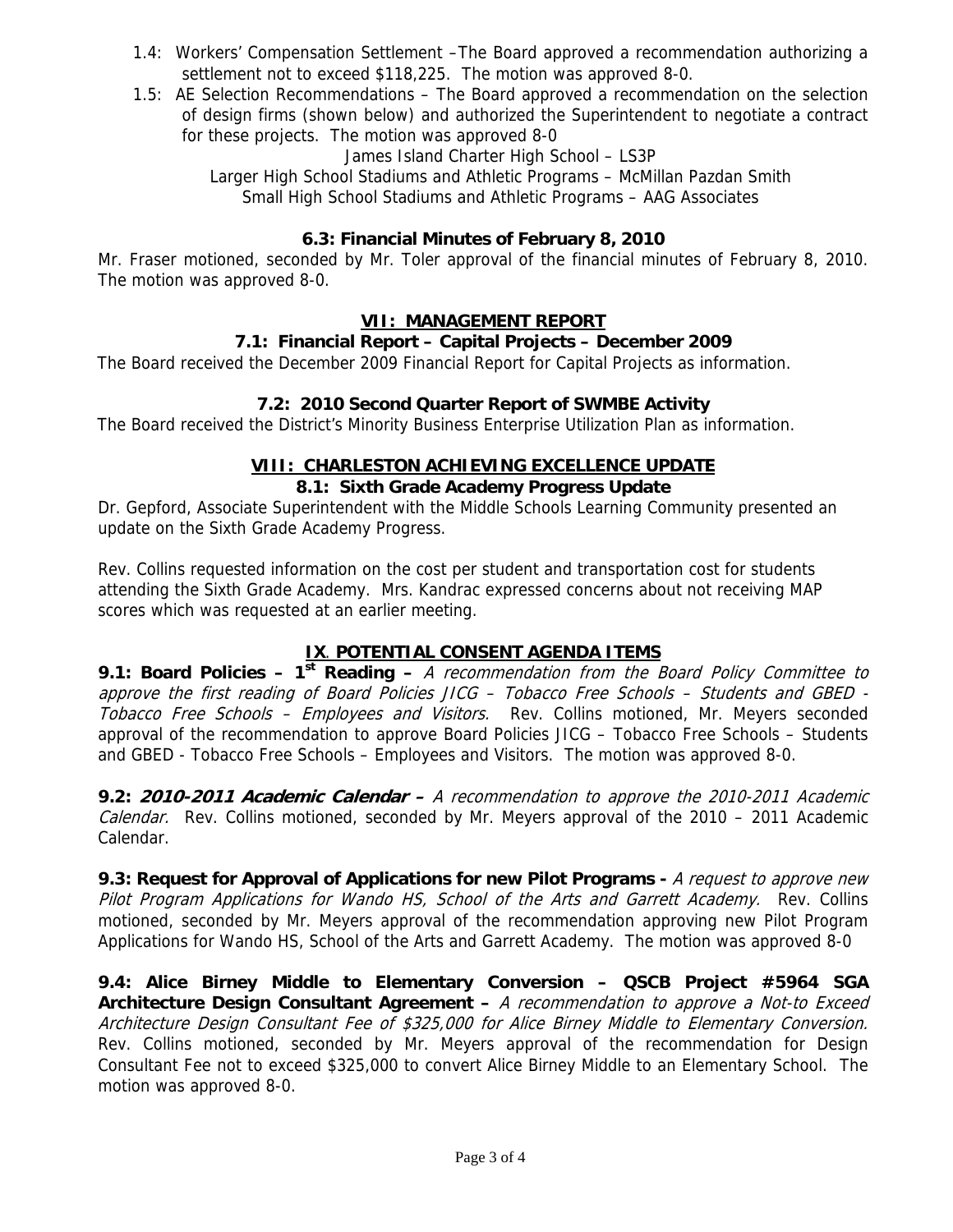1.4: Workers' Compensation Settlement –The Board approved a recommendation authorizing a settlement not to exceed $118,225. The motion was approved 8-0.

1.5: AE Selection Recommendations – The Board approved a recommendation on the selection of design firms (shown below) and authorized the Superintendent to negotiate a contract for these projects. The motion was approved 8-0

James Island Charter High School – LS3P

Larger High School Stadiums and Athletic Programs – McMillan Pazdan Smith

Small High School Stadiums and Athletic Programs – AAG Associates

**6.3: Financial Minutes of February 8, 2010**

Mr. Fraser motioned, seconded by Mr. Toler approval of the financial minutes of February 8, 2010. The motion was approved 8-0.

## VII: MANAGEMENT REPORT

**7.1: Financial Report – Capital Projects – December 2009**

The Board received the December 2009 Financial Report for Capital Projects as information.

**7.2: 2010 Second Quarter Report of SWMBE Activity**

The Board received the District's Minority Business Enterprise Utilization Plan as information.

## VIII: CHARLESTON ACHIEVING EXCELLENCE UPDATE

**8.1: Sixth Grade Academy Progress Update**

Dr. Gepford, Associate Superintendent with the Middle Schools Learning Community presented an update on the Sixth Grade Academy Progress.

Rev. Collins requested information on the cost per student and transportation cost for students attending the Sixth Grade Academy. Mrs. Kandrac expressed concerns about not receiving MAP scores which was requested at an earlier meeting.

## IX. POTENTIAL CONSENT AGENDA ITEMS

**9.1: Board Policies – 1st Reading –** *A recommendation from the Board Policy Committee to approve the first reading of Board Policies JICG – Tobacco Free Schools – Students and GBED - Tobacco Free Schools – Employees and Visitors.* Rev. Collins motioned, Mr. Meyers seconded approval of the recommendation to approve Board Policies JICG – Tobacco Free Schools – Students and GBED - Tobacco Free Schools – Employees and Visitors. The motion was approved 8-0.

**9.2: *2010-2011 Academic Calendar* –** *A recommendation to approve the 2010-2011 Academic Calendar.* Rev. Collins motioned, seconded by Mr. Meyers approval of the 2010 – 2011 Academic Calendar.

**9.3: Request for Approval of Applications for new Pilot Programs -** *A request to approve new Pilot Program Applications for Wando HS, School of the Arts and Garrett Academy.* Rev. Collins motioned, seconded by Mr. Meyers approval of the recommendation approving new Pilot Program Applications for Wando HS, School of the Arts and Garrett Academy. The motion was approved 8-0

**9.4: Alice Birney Middle to Elementary Conversion – QSCB Project #5964 SGA Architecture Design Consultant Agreement –** *A recommendation to approve a Not-to Exceed Architecture Design Consultant Fee of $325,000 for Alice Birney Middle to Elementary Conversion.* Rev. Collins motioned, seconded by Mr. Meyers approval of the recommendation for Design Consultant Fee not to exceed $325,000 to convert Alice Birney Middle to an Elementary School. The motion was approved 8-0.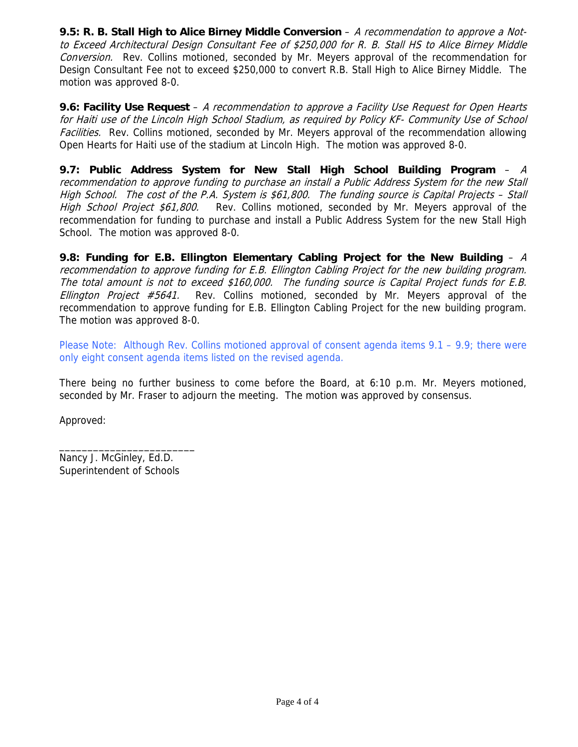**9.5: R. B. Stall High to Alice Birney Middle Conversion** – *A recommendation to approve a Not-to Exceed Architectural Design Consultant Fee of $250,000 for R. B. Stall HS to Alice Birney Middle Conversion.* Rev. Collins motioned, seconded by Mr. Meyers approval of the recommendation for Design Consultant Fee not to exceed $250,000 to convert R.B. Stall High to Alice Birney Middle. The motion was approved 8-0.

**9.6: Facility Use Request** – *A recommendation to approve a Facility Use Request for Open Hearts for Haiti use of the Lincoln High School Stadium, as required by Policy KF- Community Use of School Facilities.* Rev. Collins motioned, seconded by Mr. Meyers approval of the recommendation allowing Open Hearts for Haiti use of the stadium at Lincoln High. The motion was approved 8-0.

**9.7: Public Address System for New Stall High School Building Program** – *A recommendation to approve funding to purchase an install a Public Address System for the new Stall High School. The cost of the P.A. System is $61,800. The funding source is Capital Projects – Stall High School Project $61,800.* Rev. Collins motioned, seconded by Mr. Meyers approval of the recommendation for funding to purchase and install a Public Address System for the new Stall High School. The motion was approved 8-0.

**9.8: Funding for E.B. Ellington Elementary Cabling Project for the New Building** – *A recommendation to approve funding for E.B. Ellington Cabling Project for the new building program. The total amount is not to exceed $160,000. The funding source is Capital Project funds for E.B. Ellington Project #5641.* Rev. Collins motioned, seconded by Mr. Meyers approval of the recommendation to approve funding for E.B. Ellington Cabling Project for the new building program. The motion was approved 8-0.

Please Note: Although Rev. Collins motioned approval of consent agenda items 9.1 – 9.9; there were only eight consent agenda items listed on the revised agenda.

There being no further business to come before the Board, at 6:10 p.m. Mr. Meyers motioned, seconded by Mr. Fraser to adjourn the meeting. The motion was approved by consensus.

Approved:

________________________
Nancy J. McGinley, Ed.D.
Superintendent of Schools